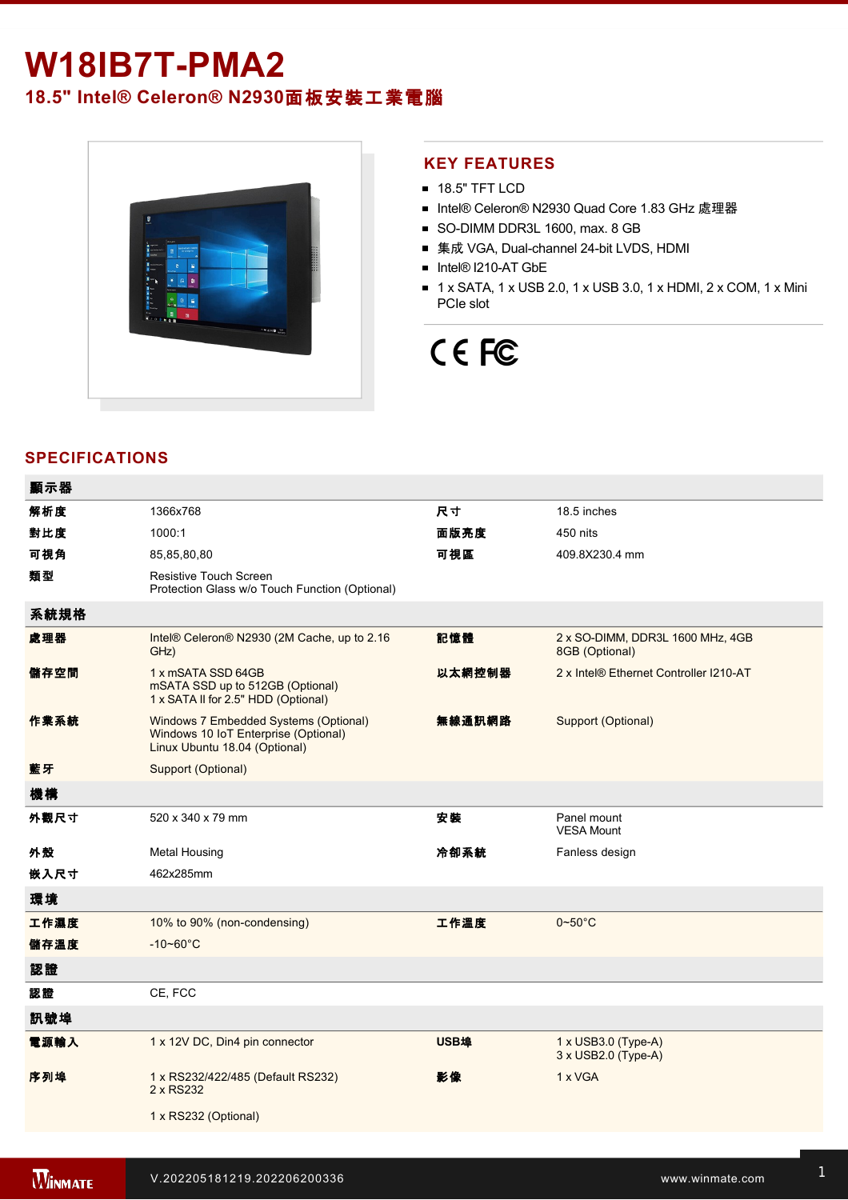# W18IB7T-PMA2

## 18.5" Intel® Celeron® N2930面板安裝工業電腦

## KEY FEATURES

- 18.5" TFT LCD
- Intel® Celeron® N2930 Quad Core 1.83 GHz 處理器
- SO-DIMM DDR3L 1600, max. 8 GB
- 集成 VGA, Dual-channel 24-bit LVDS, HDMI
- Intel® I210-AT GbE
- 1 x SATA, 1 x USB 2.0, 1 x USB 3.0, 1 x HDMI, 2 x COM, 1 x Mini PCIe slot

CE FC

## SPECIFICATIONS

| 顯示器 | | | |
|---|---|---|---|
| 解析度 | 1366x768 | 尺寸 | 18.5 inches |
| 對比度 | 1000:1 | 面版亮度 | 450 nits |
| 可視角 | 85,85,80,80 | 可視區 | 409.8X230.4 mm |
| 類型 | Resistive Touch Screen<br>Protection Glass w/o Touch Function (Optional) | | |
| **系統規格** | | | |
| 處理器 | Intel® Celeron® N2930 (2M Cache, up to 2.16 GHz) | 記憶體 | 2 x SO-DIMM, DDR3L 1600 MHz, 4GB<br>8GB (Optional) |
| 儲存空間 | 1 x mSATA SSD 64GB<br>mSATA SSD up to 512GB (Optional)<br>1 x SATA II for 2.5" HDD (Optional) | 以太網控制器 | 2 x Intel® Ethernet Controller I210-AT |
| 作業系統 | Windows 7 Embedded Systems (Optional)<br>Windows 10 IoT Enterprise (Optional)<br>Linux Ubuntu 18.04 (Optional) | 無線通訊網路 | Support (Optional) |
| 藍牙 | Support (Optional) | | |
| **機構** | | | |
| 外觀尺寸 | 520 x 340 x 79 mm | 安裝 | Panel mount<br>VESA Mount |
| 外殼 | Metal Housing | 冷卻系統 | Fanless design |
| 嵌入尺寸 | 462x285mm | | |
| **環境** | | | |
| 工作濕度 | 10% to 90% (non-condensing) | 工作溫度 | 0~50°C |
| 儲存溫度 | -10~60°C | | |
| **認證** | | | |
| 認證 | CE, FCC | | |
| **訊號埠** | | | |
| 電源輸入 | 1 x 12V DC, Din4 pin connector | USB埠 | 1 x USB3.0 (Type-A)<br>3 x USB2.0 (Type-A) |
| 序列埠 | 1 x RS232/422/485 (Default RS232)<br>2 x RS232<br><br>1 x RS232 (Optional) | 影像 | 1 x VGA |

V.202205181219.202206200336 www.winmate.com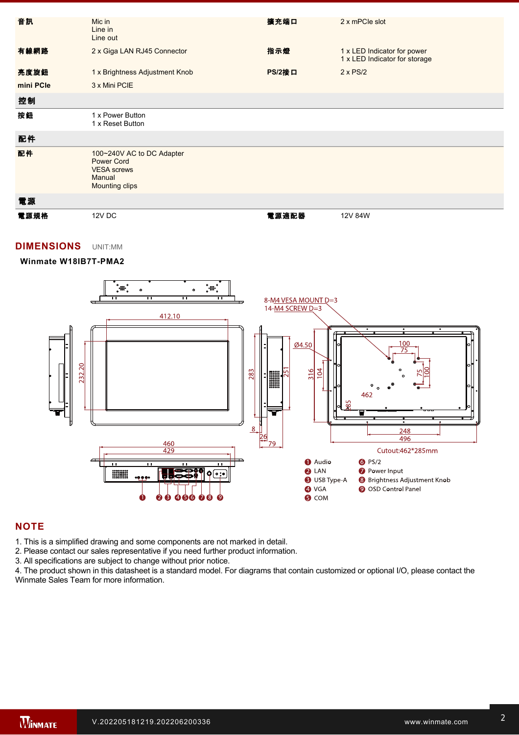| | | | |
|---|---|---|---|
| 音訊 | Mic in<br>Line in<br>Line out | 擴充端口 | 2 x mPCIe slot |
| 有線網路 | 2 x Giga LAN RJ45 Connector | 指示燈 | 1 x LED Indicator for power<br>1 x LED Indicator for storage |
| 亮度旋鈕 | 1 x Brightness Adjustment Knob | PS/2接口 | 2 x PS/2 |
| mini PCIe | 3 x Mini PCIE | | |

## 控制

| | |
|---|---|
| 按鈕 | 1 x Power Button<br>1 x Reset Button |

## 配件

| | |
|---|---|
| 配件 | 100~240V AC to DC Adapter<br>Power Cord<br>VESA screws<br>Manual<br>Mounting clips |

## 電源

| | | | |
|---|---|---|---|
| 電源規格 | 12V DC | 電源適配器 | 12V 84W |

## DIMENSIONS UNIT:MM

**Winmate W18IB7T-PMA2**

8-M4 VESA MOUNT D=3
14-M4 SCREW D=3
412.10
232.20
Ø4.50
283
251
316
104
100
75
75
100
462
285
8
26
79
248
496
460
429
Cutout:462*285mm

1 Audio
2 LAN
3 USB Type-A
4 VGA
5 COM
6 PS/2
7 Power Input
8 Brightness Adjustment Knob
9 OSD Control Panel

## NOTE

1. This is a simplified drawing and some components are not marked in detail.
2. Please contact our sales representative if you need further product information.
3. All specifications are subject to change without prior notice.
4. The product shown in this datasheet is a standard model. For diagrams that contain customized or optional I/O, please contact the Winmate Sales Team for more information.